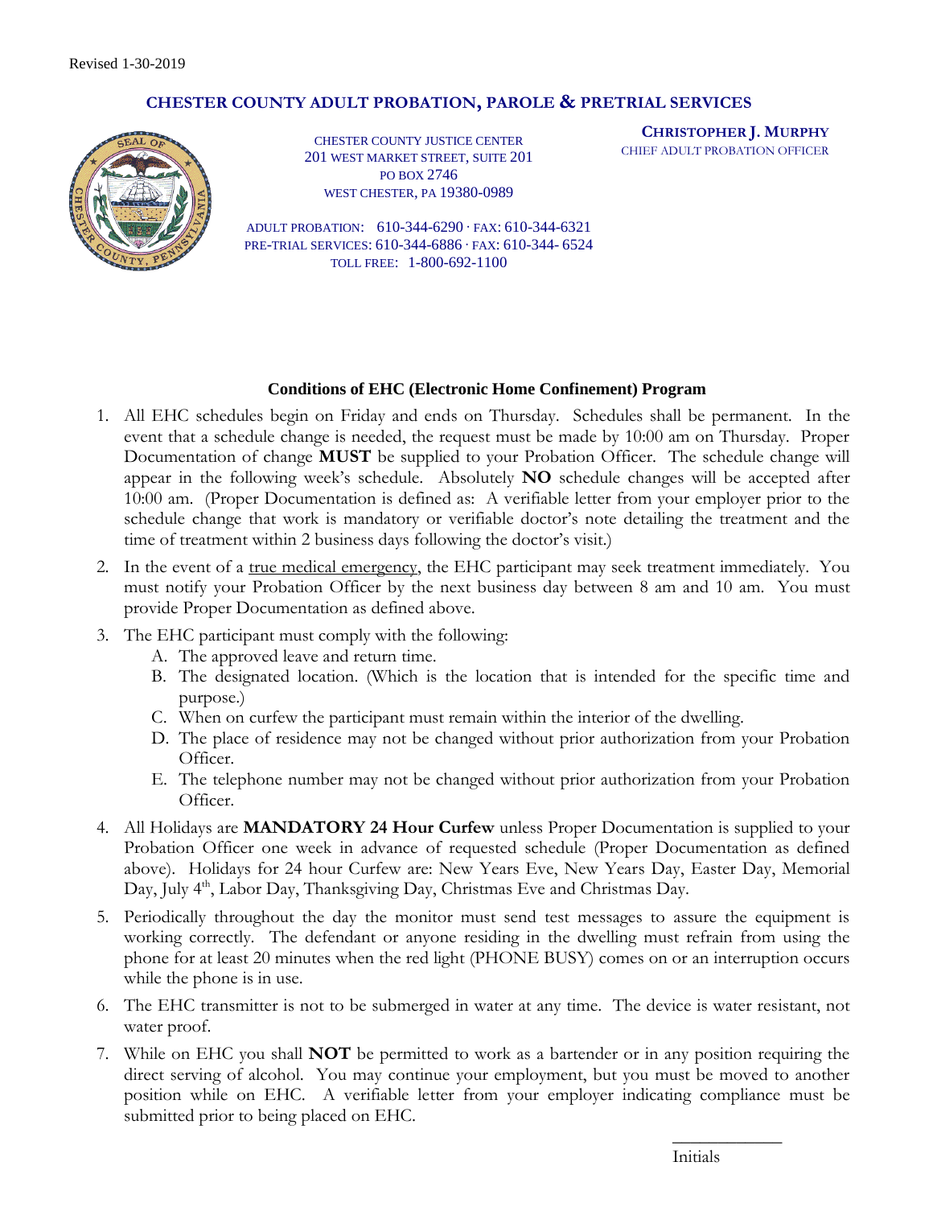Revised 1-30-2019

# CHESTER COUNTY ADULT PROBATION, PAROLE & PRETRIAL SERVICES

CHESTER COUNTY JUSTICE CENTER
201 WEST MARKET STREET, SUITE 201
PO BOX 2746
WEST CHESTER, PA 19380-0989

ADULT PROBATION: 610-344-6290 · FAX: 610-344-6321
PRE-TRIAL SERVICES: 610-344-6886 · FAX: 610-344- 6524
TOLL FREE: 1-800-692-1100

**CHRISTOPHER J. MURPHY**
CHIEF ADULT PROBATION OFFICER

## Conditions of EHC (Electronic Home Confinement) Program

1. All EHC schedules begin on Friday and ends on Thursday. Schedules shall be permanent. In the event that a schedule change is needed, the request must be made by 10:00 am on Thursday. Proper Documentation of change **MUST** be supplied to your Probation Officer. The schedule change will appear in the following week's schedule. Absolutely **NO** schedule changes will be accepted after 10:00 am. (Proper Documentation is defined as: A verifiable letter from your employer prior to the schedule change that work is mandatory or verifiable doctor's note detailing the treatment and the time of treatment within 2 business days following the doctor's visit.)
2. In the event of a true medical emergency, the EHC participant may seek treatment immediately. You must notify your Probation Officer by the next business day between 8 am and 10 am. You must provide Proper Documentation as defined above.
3. The EHC participant must comply with the following:
   A. The approved leave and return time.
   B. The designated location. (Which is the location that is intended for the specific time and purpose.)
   C. When on curfew the participant must remain within the interior of the dwelling.
   D. The place of residence may not be changed without prior authorization from your Probation Officer.
   E. The telephone number may not be changed without prior authorization from your Probation Officer.
4. All Holidays are **MANDATORY 24 Hour Curfew** unless Proper Documentation is supplied to your Probation Officer one week in advance of requested schedule (Proper Documentation as defined above). Holidays for 24 hour Curfew are: New Years Eve, New Years Day, Easter Day, Memorial Day, July 4th, Labor Day, Thanksgiving Day, Christmas Eve and Christmas Day.
5. Periodically throughout the day the monitor must send test messages to assure the equipment is working correctly. The defendant or anyone residing in the dwelling must refrain from using the phone for at least 20 minutes when the red light (PHONE BUSY) comes on or an interruption occurs while the phone is in use.
6. The EHC transmitter is not to be submerged in water at any time. The device is water resistant, not water proof.
7. While on EHC you shall **NOT** be permitted to work as a bartender or in any position requiring the direct serving of alcohol. You may continue your employment, but you must be moved to another position while on EHC. A verifiable letter from your employer indicating compliance must be submitted prior to being placed on EHC.

\_\_\_\_\_\_\_\_\_\_\_\_
Initials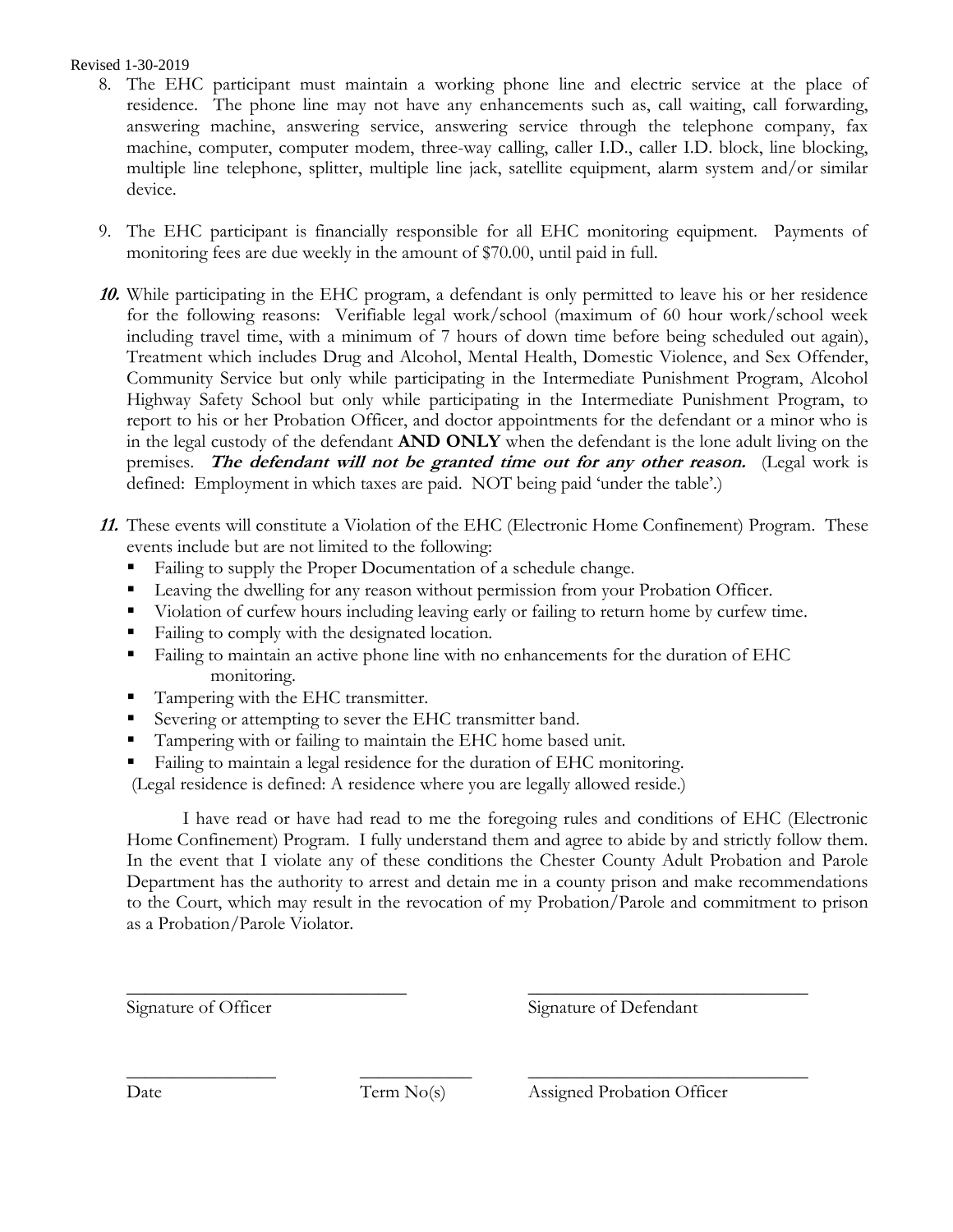Revised 1-30-2019

8. The EHC participant must maintain a working phone line and electric service at the place of residence. The phone line may not have any enhancements such as, call waiting, call forwarding, answering machine, answering service, answering service through the telephone company, fax machine, computer, computer modem, three-way calling, caller I.D., caller I.D. block, line blocking, multiple line telephone, splitter, multiple line jack, satellite equipment, alarm system and/or similar device.

9. The EHC participant is financially responsible for all EHC monitoring equipment. Payments of monitoring fees are due weekly in the amount of $70.00, until paid in full.

***10.*** While participating in the EHC program, a defendant is only permitted to leave his or her residence for the following reasons: Verifiable legal work/school (maximum of 60 hour work/school week including travel time, with a minimum of 7 hours of down time before being scheduled out again), Treatment which includes Drug and Alcohol, Mental Health, Domestic Violence, and Sex Offender, Community Service but only while participating in the Intermediate Punishment Program, Alcohol Highway Safety School but only while participating in the Intermediate Punishment Program, to report to his or her Probation Officer, and doctor appointments for the defendant or a minor who is in the legal custody of the defendant **AND ONLY** when the defendant is the lone adult living on the premises. ***The defendant will not be granted time out for any other reason.*** (Legal work is defined: Employment in which taxes are paid. NOT being paid 'under the table'.)

***11.*** These events will constitute a Violation of the EHC (Electronic Home Confinement) Program. These events include but are not limited to the following:

- Failing to supply the Proper Documentation of a schedule change.
- Leaving the dwelling for any reason without permission from your Probation Officer.
- Violation of curfew hours including leaving early or failing to return home by curfew time.
- Failing to comply with the designated location.
- Failing to maintain an active phone line with no enhancements for the duration of EHC monitoring.
- Tampering with the EHC transmitter.
- Severing or attempting to sever the EHC transmitter band.
- Tampering with or failing to maintain the EHC home based unit.
- Failing to maintain a legal residence for the duration of EHC monitoring.

(Legal residence is defined: A residence where you are legally allowed reside.)

I have read or have had read to me the foregoing rules and conditions of EHC (Electronic Home Confinement) Program. I fully understand them and agree to abide by and strictly follow them. In the event that I violate any of these conditions the Chester County Adult Probation and Parole Department has the authority to arrest and detain me in a county prison and make recommendations to the Court, which may result in the revocation of my Probation/Parole and commitment to prison as a Probation/Parole Violator.

\_\_\_\_\_\_\_\_\_\_\_\_\_\_\_\_\_\_\_\_\_\_\_\_\_\_\_\_\_\_ Signature of Officer

\_\_\_\_\_\_\_\_\_\_\_\_\_\_\_\_\_\_\_\_\_\_\_\_\_\_\_\_\_\_ Signature of Defendant

\_\_\_\_\_\_\_\_\_\_\_\_\_\_\_\_ Date

\_\_\_\_\_\_\_\_\_\_\_\_ Term No(s)

\_\_\_\_\_\_\_\_\_\_\_\_\_\_\_\_\_\_\_\_\_\_\_\_\_\_\_\_\_\_ Assigned Probation Officer